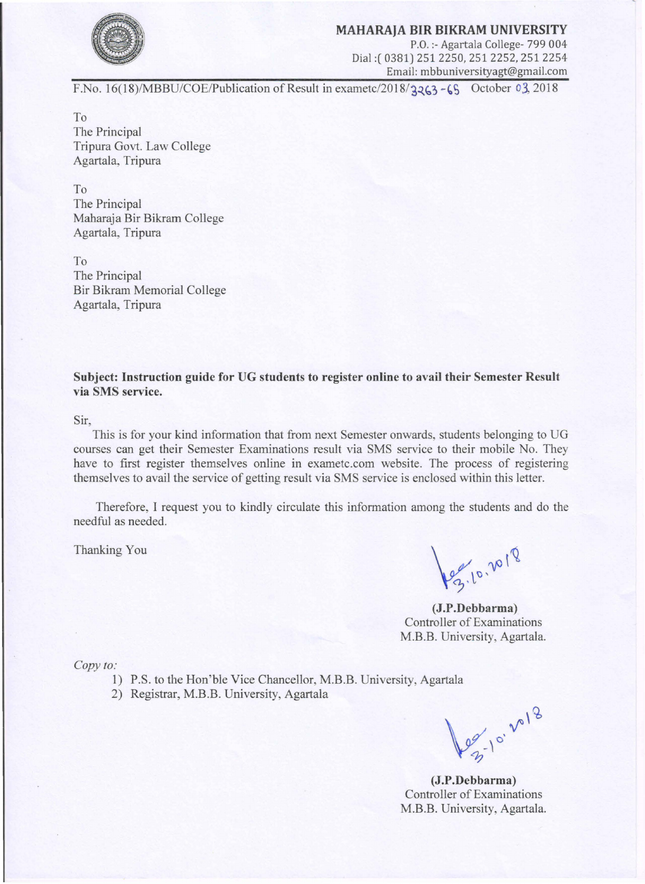# MAHARAJA BIR BIKRAM UNIVERSITY

P.O. :- Agartala College- 799 004
Dial :( 0381) 251 2250, 251 2252, 251 2254
Email: mbbuniversityagt@gmail.com

F.No. 16(18)/MBBU/COE/Publication of Result in exametc/2018/3263-65 October 03, 2018

To
The Principal
Tripura Govt. Law College
Agartala, Tripura

To
The Principal
Maharaja Bir Bikram College
Agartala, Tripura

To
The Principal
Bir Bikram Memorial College
Agartala, Tripura

**Subject: Instruction guide for UG students to register online to avail their Semester Result via SMS service.**

Sir,

This is for your kind information that from next Semester onwards, students belonging to UG courses can get their Semester Examinations result via SMS service to their mobile No. They have to first register themselves online in exametc.com website. The process of registering themselves to avail the service of getting result via SMS service is enclosed within this letter.

Therefore, I request you to kindly circulate this information among the students and do the needful as needed.

Thanking You

3.10.2018

**(J.P.Debbarma)**
Controller of Examinations
M.B.B. University, Agartala.

*Copy to:*

1) P.S. to the Hon'ble Vice Chancellor, M.B.B. University, Agartala
2) Registrar, M.B.B. University, Agartala

3-10-2018

**(J.P.Debbarma)**
Controller of Examinations
M.B.B. University, Agartala.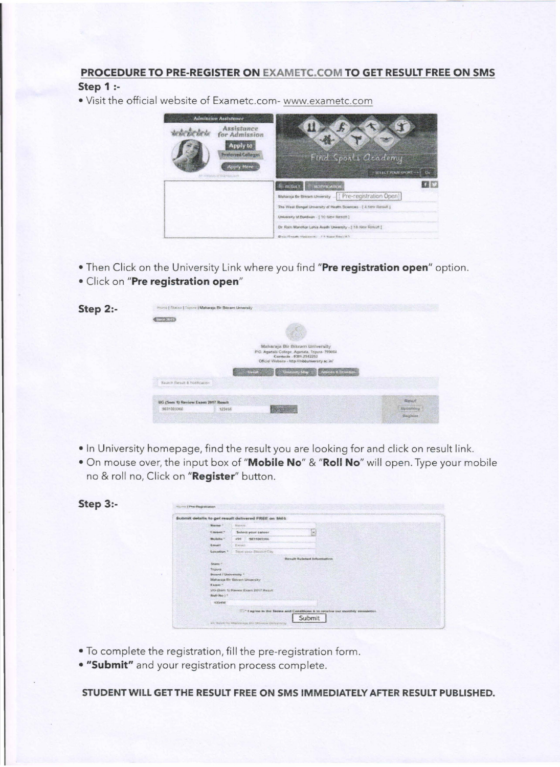## PROCEDURE TO PRE-REGISTER ON EXAMETC.COM TO GET RESULT FREE ON SMS

### Step 1 :-

- Visit the official website of Exametc.com- www.exametc.com

- Then Click on the University Link where you find "**Pre registration open**" option.
- Click on "**Pre registration open**"

### Step 2:-

- In University homepage, find the result you are looking for and click on result link.
- On mouse over, the input box of "**Mobile No**" & "**Roll No**" will open. Type your mobile no & roll no, Click on "**Register**" button.

### Step 3:-

- To complete the registration, fill the pre-registration form.
- **"Submit"** and your registration process complete.

**STUDENT WILL GET THE RESULT FREE ON SMS IMMEDIATELY AFTER RESULT PUBLISHED.**